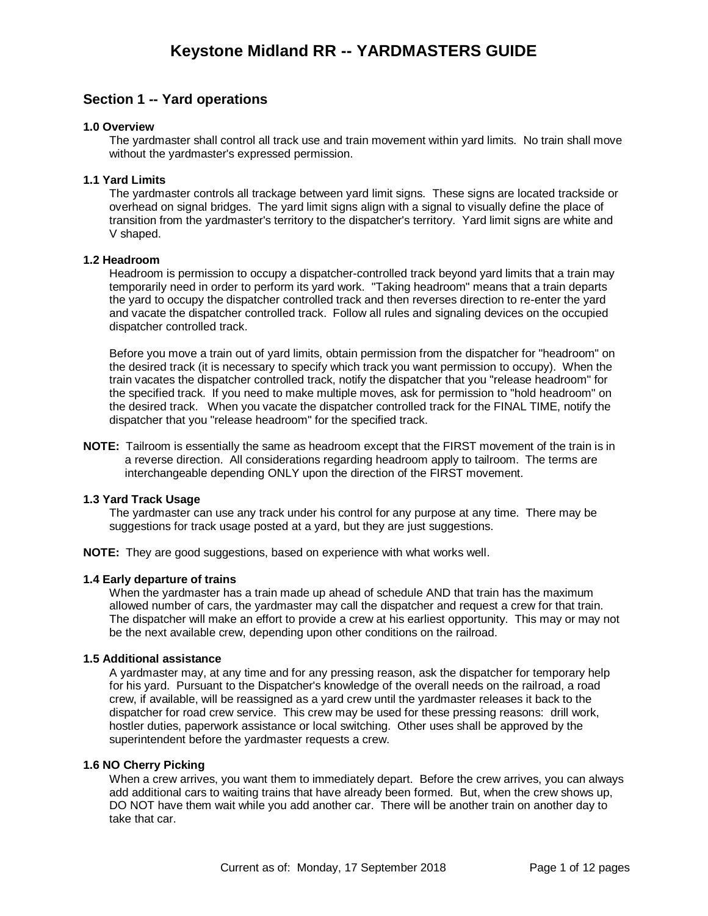# Keystone Midland RR -- YARDMASTERS GUIDE

## Section 1 -- Yard operations

### 1.0 Overview

The yardmaster shall control all track use and train movement within yard limits. No train shall move without the yardmaster's expressed permission.

### 1.1 Yard Limits

The yardmaster controls all trackage between yard limit signs. These signs are located trackside or overhead on signal bridges. The yard limit signs align with a signal to visually define the place of transition from the yardmaster's territory to the dispatcher's territory. Yard limit signs are white and V shaped.

### 1.2 Headroom

Headroom is permission to occupy a dispatcher-controlled track beyond yard limits that a train may temporarily need in order to perform its yard work. "Taking headroom" means that a train departs the yard to occupy the dispatcher controlled track and then reverses direction to re-enter the yard and vacate the dispatcher controlled track. Follow all rules and signaling devices on the occupied dispatcher controlled track.

Before you move a train out of yard limits, obtain permission from the dispatcher for "headroom" on the desired track (it is necessary to specify which track you want permission to occupy). When the train vacates the dispatcher controlled track, notify the dispatcher that you "release headroom" for the specified track. If you need to make multiple moves, ask for permission to "hold headroom" on the desired track. When you vacate the dispatcher controlled track for the FINAL TIME, notify the dispatcher that you "release headroom" for the specified track.

**NOTE:** Tailroom is essentially the same as headroom except that the FIRST movement of the train is in a reverse direction. All considerations regarding headroom apply to tailroom. The terms are interchangeable depending ONLY upon the direction of the FIRST movement.

### 1.3 Yard Track Usage

The yardmaster can use any track under his control for any purpose at any time. There may be suggestions for track usage posted at a yard, but they are just suggestions.

**NOTE:** They are good suggestions, based on experience with what works well.

### 1.4 Early departure of trains

When the yardmaster has a train made up ahead of schedule AND that train has the maximum allowed number of cars, the yardmaster may call the dispatcher and request a crew for that train. The dispatcher will make an effort to provide a crew at his earliest opportunity. This may or may not be the next available crew, depending upon other conditions on the railroad.

### 1.5 Additional assistance

A yardmaster may, at any time and for any pressing reason, ask the dispatcher for temporary help for his yard. Pursuant to the Dispatcher's knowledge of the overall needs on the railroad, a road crew, if available, will be reassigned as a yard crew until the yardmaster releases it back to the dispatcher for road crew service. This crew may be used for these pressing reasons: drill work, hostler duties, paperwork assistance or local switching. Other uses shall be approved by the superintendent before the yardmaster requests a crew.

### 1.6 NO Cherry Picking

When a crew arrives, you want them to immediately depart. Before the crew arrives, you can always add additional cars to waiting trains that have already been formed. But, when the crew shows up, DO NOT have them wait while you add another car. There will be another train on another day to take that car.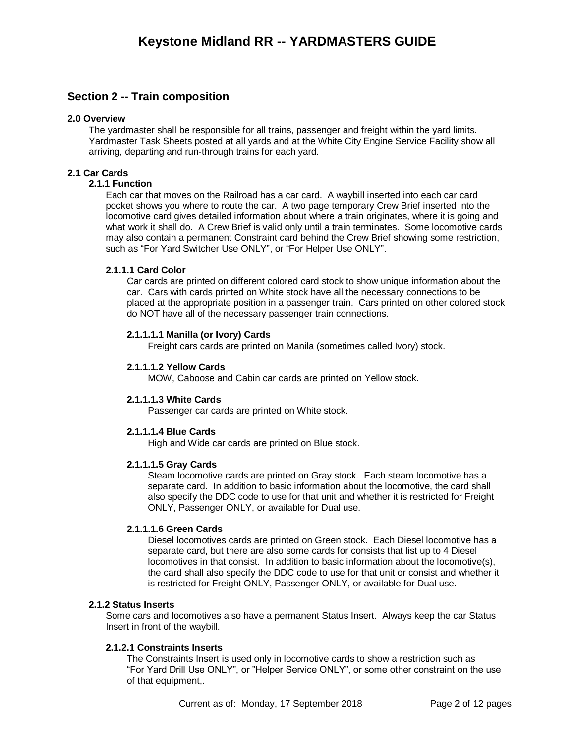## Section 2 -- Train composition

### 2.0 Overview

The yardmaster shall be responsible for all trains, passenger and freight within the yard limits. Yardmaster Task Sheets posted at all yards and at the White City Engine Service Facility show all arriving, departing and run-through trains for each yard.

### 2.1 Car Cards

#### 2.1.1 Function

Each car that moves on the Railroad has a car card. A waybill inserted into each car card pocket shows you where to route the car. A two page temporary Crew Brief inserted into the locomotive card gives detailed information about where a train originates, where it is going and what work it shall do. A Crew Brief is valid only until a train terminates. Some locomotive cards may also contain a permanent Constraint card behind the Crew Brief showing some restriction, such as “For Yard Switcher Use ONLY”, or “For Helper Use ONLY”.

##### 2.1.1.1 Card Color

Car cards are printed on different colored card stock to show unique information about the car. Cars with cards printed on White stock have all the necessary connections to be placed at the appropriate position in a passenger train. Cars printed on other colored stock do NOT have all of the necessary passenger train connections.

###### 2.1.1.1.1 Manilla (or Ivory) Cards

Freight cars cards are printed on Manila (sometimes called Ivory) stock.

###### 2.1.1.1.2 Yellow Cards

MOW, Caboose and Cabin car cards are printed on Yellow stock.

###### 2.1.1.1.3 White Cards

Passenger car cards are printed on White stock.

###### 2.1.1.1.4 Blue Cards

High and Wide car cards are printed on Blue stock.

###### 2.1.1.1.5 Gray Cards

Steam locomotive cards are printed on Gray stock. Each steam locomotive has a separate card. In addition to basic information about the locomotive, the card shall also specify the DDC code to use for that unit and whether it is restricted for Freight ONLY, Passenger ONLY, or available for Dual use.

###### 2.1.1.1.6 Green Cards

Diesel locomotives cards are printed on Green stock. Each Diesel locomotive has a separate card, but there are also some cards for consists that list up to 4 Diesel locomotives in that consist. In addition to basic information about the locomotive(s), the card shall also specify the DDC code to use for that unit or consist and whether it is restricted for Freight ONLY, Passenger ONLY, or available for Dual use.

#### 2.1.2 Status Inserts

Some cars and locomotives also have a permanent Status Insert. Always keep the car Status Insert in front of the waybill.

##### 2.1.2.1 Constraints Inserts

The Constraints Insert is used only in locomotive cards to show a restriction such as “For Yard Drill Use ONLY”, or ”Helper Service ONLY”, or some other constraint on the use of that equipment,.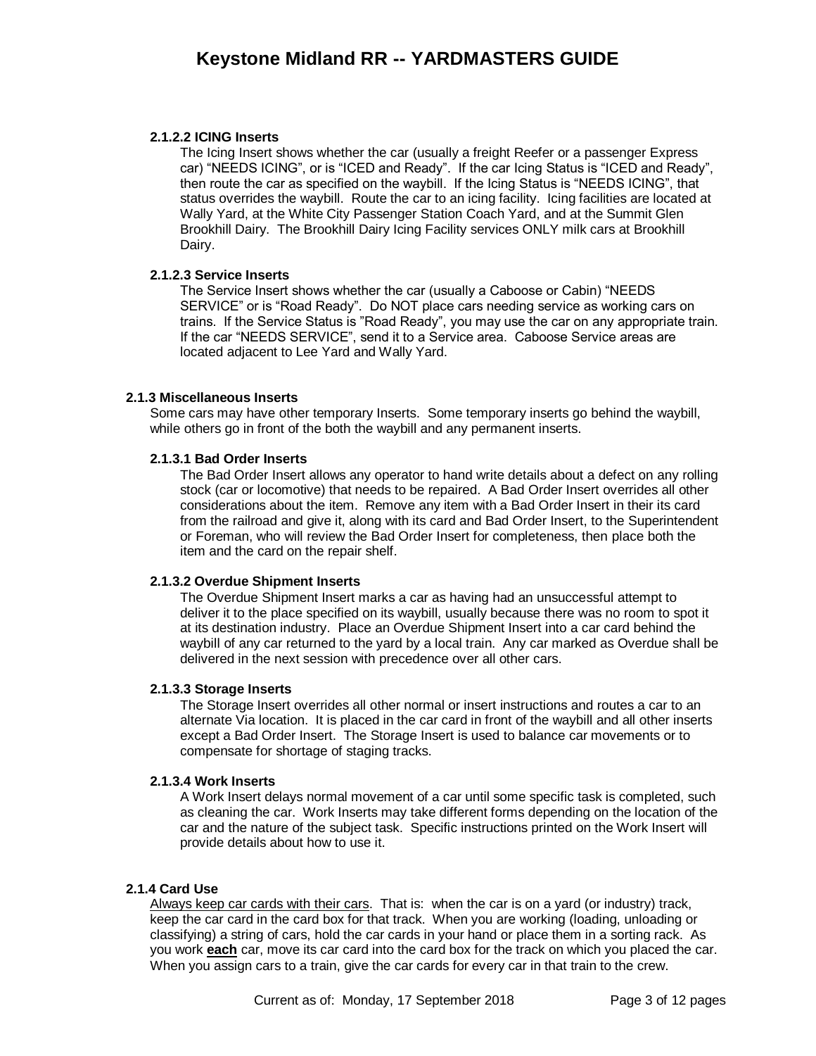#### 2.1.2.2 ICING Inserts

The Icing Insert shows whether the car (usually a freight Reefer or a passenger Express car) "NEEDS ICING", or is "ICED and Ready". If the car Icing Status is "ICED and Ready", then route the car as specified on the waybill. If the Icing Status is "NEEDS ICING", that status overrides the waybill. Route the car to an icing facility. Icing facilities are located at Wally Yard, at the White City Passenger Station Coach Yard, and at the Summit Glen Brookhill Dairy. The Brookhill Dairy Icing Facility services ONLY milk cars at Brookhill Dairy.

#### 2.1.2.3 Service Inserts

The Service Insert shows whether the car (usually a Caboose or Cabin) "NEEDS SERVICE" or is "Road Ready". Do NOT place cars needing service as working cars on trains. If the Service Status is "Road Ready", you may use the car on any appropriate train. If the car "NEEDS SERVICE", send it to a Service area. Caboose Service areas are located adjacent to Lee Yard and Wally Yard.

### 2.1.3 Miscellaneous Inserts

Some cars may have other temporary Inserts. Some temporary inserts go behind the waybill, while others go in front of the both the waybill and any permanent inserts.

#### 2.1.3.1 Bad Order Inserts

The Bad Order Insert allows any operator to hand write details about a defect on any rolling stock (car or locomotive) that needs to be repaired. A Bad Order Insert overrides all other considerations about the item. Remove any item with a Bad Order Insert in their its card from the railroad and give it, along with its card and Bad Order Insert, to the Superintendent or Foreman, who will review the Bad Order Insert for completeness, then place both the item and the card on the repair shelf.

#### 2.1.3.2 Overdue Shipment Inserts

The Overdue Shipment Insert marks a car as having had an unsuccessful attempt to deliver it to the place specified on its waybill, usually because there was no room to spot it at its destination industry. Place an Overdue Shipment Insert into a car card behind the waybill of any car returned to the yard by a local train. Any car marked as Overdue shall be delivered in the next session with precedence over all other cars.

#### 2.1.3.3 Storage Inserts

The Storage Insert overrides all other normal or insert instructions and routes a car to an alternate Via location. It is placed in the car card in front of the waybill and all other inserts except a Bad Order Insert. The Storage Insert is used to balance car movements or to compensate for shortage of staging tracks.

#### 2.1.3.4 Work Inserts

A Work Insert delays normal movement of a car until some specific task is completed, such as cleaning the car. Work Inserts may take different forms depending on the location of the car and the nature of the subject task. Specific instructions printed on the Work Insert will provide details about how to use it.

### 2.1.4 Card Use

<u>Always keep car cards with their cars</u>. That is: when the car is on a yard (or industry) track, keep the car card in the card box for that track. When you are working (loading, unloading or classifying) a string of cars, hold the car cards in your hand or place them in a sorting rack. As you work **<u>each</u>** car, move its car card into the card box for the track on which you placed the car. When you assign cars to a train, give the car cards for every car in that train to the crew.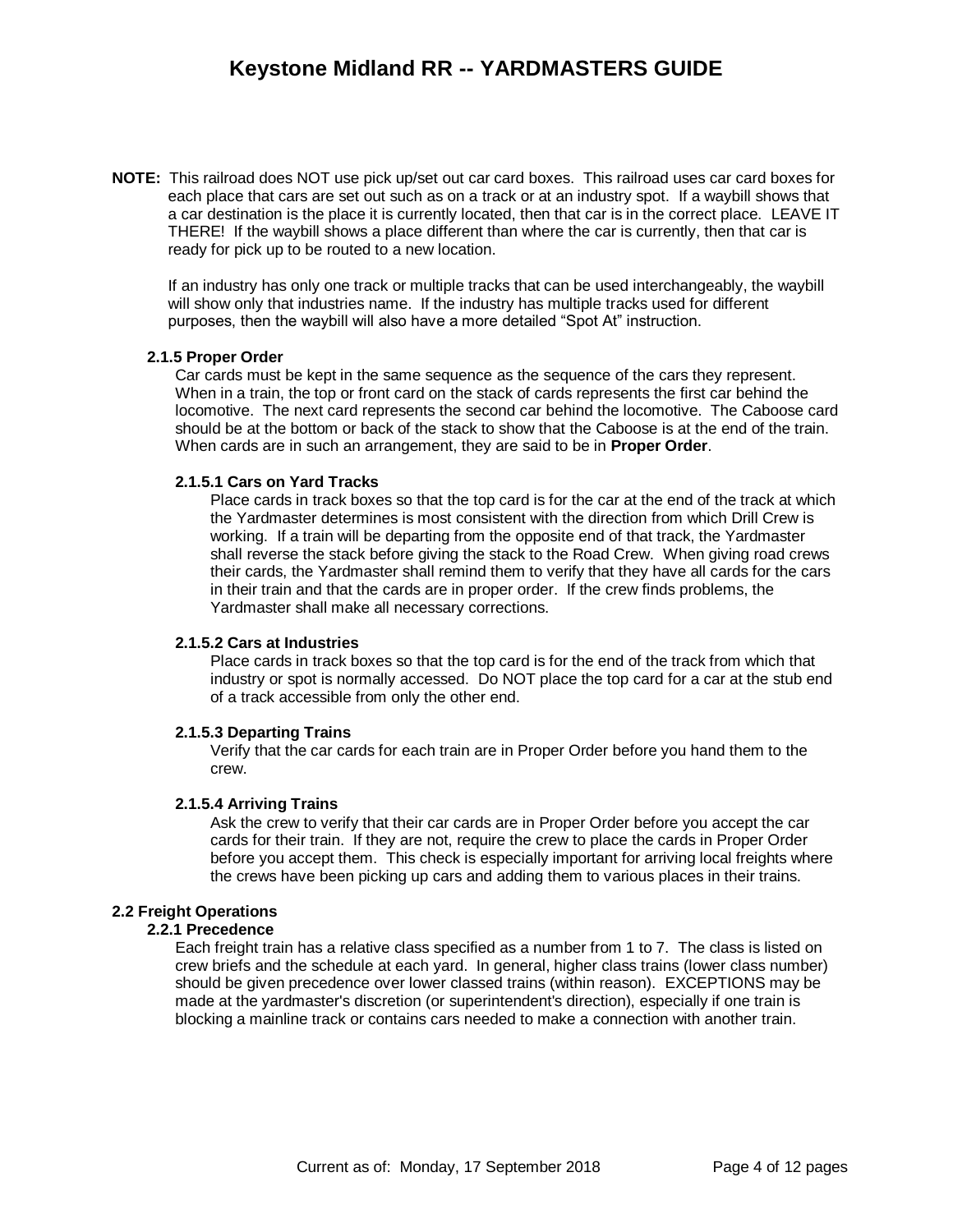**NOTE:** This railroad does NOT use pick up/set out car card boxes. This railroad uses car card boxes for each place that cars are set out such as on a track or at an industry spot. If a waybill shows that a car destination is the place it is currently located, then that car is in the correct place. LEAVE IT THERE! If the waybill shows a place different than where the car is currently, then that car is ready for pick up to be routed to a new location.

If an industry has only one track or multiple tracks that can be used interchangeably, the waybill will show only that industries name. If the industry has multiple tracks used for different purposes, then the waybill will also have a more detailed "Spot At" instruction.

#### 2.1.5 Proper Order

Car cards must be kept in the same sequence as the sequence of the cars they represent. When in a train, the top or front card on the stack of cards represents the first car behind the locomotive. The next card represents the second car behind the locomotive. The Caboose card should be at the bottom or back of the stack to show that the Caboose is at the end of the train. When cards are in such an arrangement, they are said to be in **Proper Order**.

##### 2.1.5.1 Cars on Yard Tracks

Place cards in track boxes so that the top card is for the car at the end of the track at which the Yardmaster determines is most consistent with the direction from which Drill Crew is working. If a train will be departing from the opposite end of that track, the Yardmaster shall reverse the stack before giving the stack to the Road Crew. When giving road crews their cards, the Yardmaster shall remind them to verify that they have all cards for the cars in their train and that the cards are in proper order. If the crew finds problems, the Yardmaster shall make all necessary corrections.

##### 2.1.5.2 Cars at Industries

Place cards in track boxes so that the top card is for the end of the track from which that industry or spot is normally accessed. Do NOT place the top card for a car at the stub end of a track accessible from only the other end.

##### 2.1.5.3 Departing Trains

Verify that the car cards for each train are in Proper Order before you hand them to the crew.

##### 2.1.5.4 Arriving Trains

Ask the crew to verify that their car cards are in Proper Order before you accept the car cards for their train. If they are not, require the crew to place the cards in Proper Order before you accept them. This check is especially important for arriving local freights where the crews have been picking up cars and adding them to various places in their trains.

### 2.2 Freight Operations

#### 2.2.1 Precedence

Each freight train has a relative class specified as a number from 1 to 7. The class is listed on crew briefs and the schedule at each yard. In general, higher class trains (lower class number) should be given precedence over lower classed trains (within reason). EXCEPTIONS may be made at the yardmaster's discretion (or superintendent's direction), especially if one train is blocking a mainline track or contains cars needed to make a connection with another train.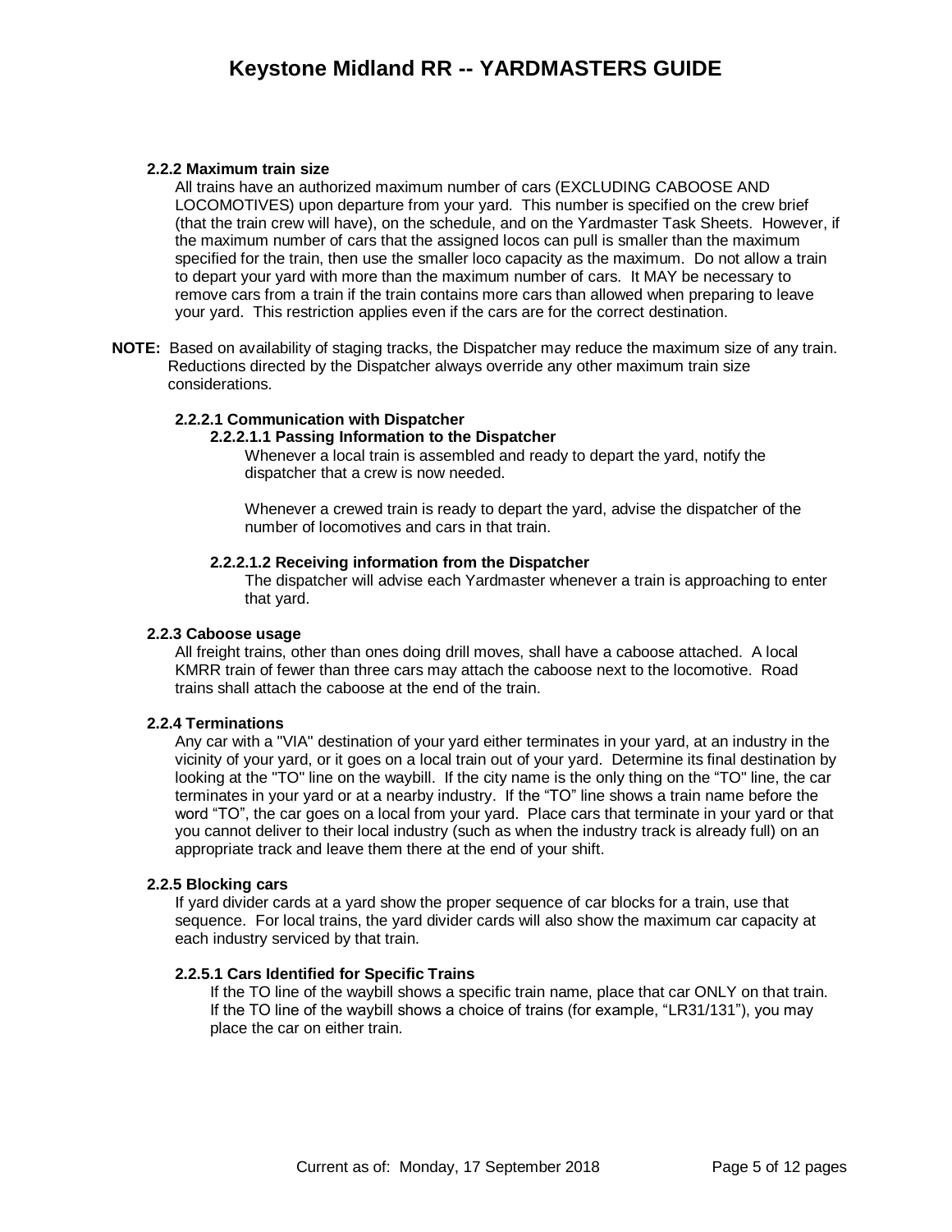### 2.2.2 Maximum train size

All trains have an authorized maximum number of cars (EXCLUDING CABOOSE AND LOCOMOTIVES) upon departure from your yard. This number is specified on the crew brief (that the train crew will have), on the schedule, and on the Yardmaster Task Sheets. However, if the maximum number of cars that the assigned locos can pull is smaller than the maximum specified for the train, then use the smaller loco capacity as the maximum. Do not allow a train to depart your yard with more than the maximum number of cars. It MAY be necessary to remove cars from a train if the train contains more cars than allowed when preparing to leave your yard. This restriction applies even if the cars are for the correct destination.

**NOTE:** Based on availability of staging tracks, the Dispatcher may reduce the maximum size of any train. Reductions directed by the Dispatcher always override any other maximum train size considerations.

#### 2.2.2.1 Communication with Dispatcher

##### 2.2.2.1.1 Passing Information to the Dispatcher

Whenever a local train is assembled and ready to depart the yard, notify the dispatcher that a crew is now needed.

Whenever a crewed train is ready to depart the yard, advise the dispatcher of the number of locomotives and cars in that train.

##### 2.2.2.1.2 Receiving information from the Dispatcher

The dispatcher will advise each Yardmaster whenever a train is approaching to enter that yard.

### 2.2.3 Caboose usage

All freight trains, other than ones doing drill moves, shall have a caboose attached. A local KMRR train of fewer than three cars may attach the caboose next to the locomotive. Road trains shall attach the caboose at the end of the train.

### 2.2.4 Terminations

Any car with a "VIA" destination of your yard either terminates in your yard, at an industry in the vicinity of your yard, or it goes on a local train out of your yard. Determine its final destination by looking at the "TO" line on the waybill. If the city name is the only thing on the "TO" line, the car terminates in your yard or at a nearby industry. If the "TO" line shows a train name before the word "TO", the car goes on a local from your yard. Place cars that terminate in your yard or that you cannot deliver to their local industry (such as when the industry track is already full) on an appropriate track and leave them there at the end of your shift.

### 2.2.5 Blocking cars

If yard divider cards at a yard show the proper sequence of car blocks for a train, use that sequence. For local trains, the yard divider cards will also show the maximum car capacity at each industry serviced by that train.

#### 2.2.5.1 Cars Identified for Specific Trains

If the TO line of the waybill shows a specific train name, place that car ONLY on that train. If the TO line of the waybill shows a choice of trains (for example, "LR31/131"), you may place the car on either train.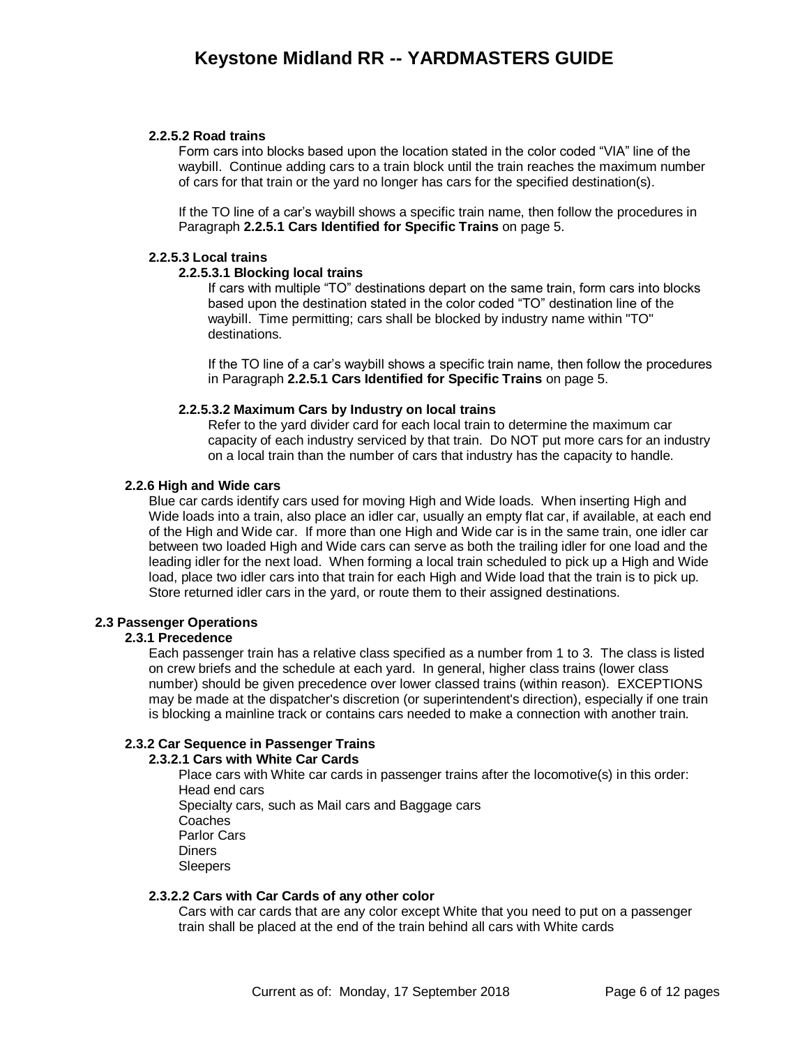#### 2.2.5.2 Road trains

Form cars into blocks based upon the location stated in the color coded "VIA" line of the waybill. Continue adding cars to a train block until the train reaches the maximum number of cars for that train or the yard no longer has cars for the specified destination(s).

If the TO line of a car's waybill shows a specific train name, then follow the procedures in Paragraph **2.2.5.1 Cars Identified for Specific Trains** on page 5.

#### 2.2.5.3 Local trains

##### 2.2.5.3.1 Blocking local trains

If cars with multiple "TO" destinations depart on the same train, form cars into blocks based upon the destination stated in the color coded "TO" destination line of the waybill. Time permitting; cars shall be blocked by industry name within "TO" destinations.

If the TO line of a car's waybill shows a specific train name, then follow the procedures in Paragraph **2.2.5.1 Cars Identified for Specific Trains** on page 5.

##### 2.2.5.3.2 Maximum Cars by Industry on local trains

Refer to the yard divider card for each local train to determine the maximum car capacity of each industry serviced by that train. Do NOT put more cars for an industry on a local train than the number of cars that industry has the capacity to handle.

### 2.2.6 High and Wide cars

Blue car cards identify cars used for moving High and Wide loads. When inserting High and Wide loads into a train, also place an idler car, usually an empty flat car, if available, at each end of the High and Wide car. If more than one High and Wide car is in the same train, one idler car between two loaded High and Wide cars can serve as both the trailing idler for one load and the leading idler for the next load. When forming a local train scheduled to pick up a High and Wide load, place two idler cars into that train for each High and Wide load that the train is to pick up. Store returned idler cars in the yard, or route them to their assigned destinations.

## 2.3 Passenger Operations

### 2.3.1 Precedence

Each passenger train has a relative class specified as a number from 1 to 3. The class is listed on crew briefs and the schedule at each yard. In general, higher class trains (lower class number) should be given precedence over lower classed trains (within reason). EXCEPTIONS may be made at the dispatcher's discretion (or superintendent's direction), especially if one train is blocking a mainline track or contains cars needed to make a connection with another train.

### 2.3.2 Car Sequence in Passenger Trains

#### 2.3.2.1 Cars with White Car Cards

Place cars with White car cards in passenger trains after the locomotive(s) in this order:
Head end cars
Specialty cars, such as Mail cars and Baggage cars
Coaches
Parlor Cars
Diners
Sleepers

#### 2.3.2.2 Cars with Car Cards of any other color

Cars with car cards that are any color except White that you need to put on a passenger train shall be placed at the end of the train behind all cars with White cards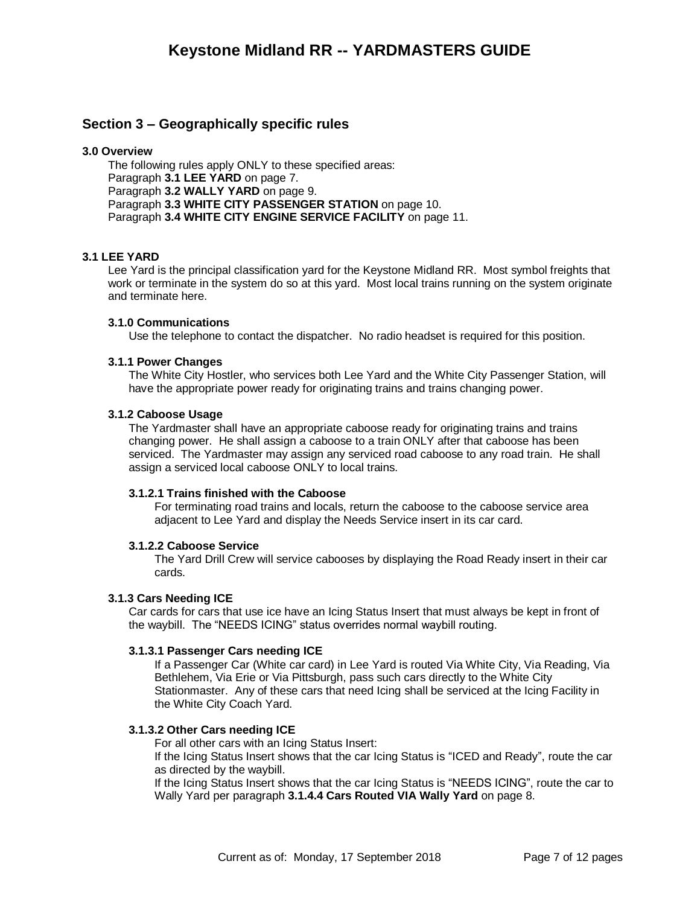## Section 3 – Geographically specific rules

#### 3.0 Overview

The following rules apply ONLY to these specified areas:
Paragraph **3.1 LEE YARD** on page 7.
Paragraph **3.2 WALLY YARD** on page 9.
Paragraph **3.3 WHITE CITY PASSENGER STATION** on page 10.
Paragraph **3.4 WHITE CITY ENGINE SERVICE FACILITY** on page 11.

#### 3.1 LEE YARD

Lee Yard is the principal classification yard for the Keystone Midland RR. Most symbol freights that work or terminate in the system do so at this yard. Most local trains running on the system originate and terminate here.

#### 3.1.0 Communications

Use the telephone to contact the dispatcher. No radio headset is required for this position.

#### 3.1.1 Power Changes

The White City Hostler, who services both Lee Yard and the White City Passenger Station, will have the appropriate power ready for originating trains and trains changing power.

#### 3.1.2 Caboose Usage

The Yardmaster shall have an appropriate caboose ready for originating trains and trains changing power. He shall assign a caboose to a train ONLY after that caboose has been serviced. The Yardmaster may assign any serviced road caboose to any road train. He shall assign a serviced local caboose ONLY to local trains.

#### 3.1.2.1 Trains finished with the Caboose

For terminating road trains and locals, return the caboose to the caboose service area adjacent to Lee Yard and display the Needs Service insert in its car card.

#### 3.1.2.2 Caboose Service

The Yard Drill Crew will service cabooses by displaying the Road Ready insert in their car cards.

#### 3.1.3 Cars Needing ICE

Car cards for cars that use ice have an Icing Status Insert that must always be kept in front of the waybill. The "NEEDS ICING" status overrides normal waybill routing.

#### 3.1.3.1 Passenger Cars needing ICE

If a Passenger Car (White car card) in Lee Yard is routed Via White City, Via Reading, Via Bethlehem, Via Erie or Via Pittsburgh, pass such cars directly to the White City Stationmaster. Any of these cars that need Icing shall be serviced at the Icing Facility in the White City Coach Yard.

#### 3.1.3.2 Other Cars needing ICE

For all other cars with an Icing Status Insert:

If the Icing Status Insert shows that the car Icing Status is "ICED and Ready", route the car as directed by the waybill.

If the Icing Status Insert shows that the car Icing Status is "NEEDS ICING", route the car to Wally Yard per paragraph **3.1.4.4 Cars Routed VIA Wally Yard** on page 8.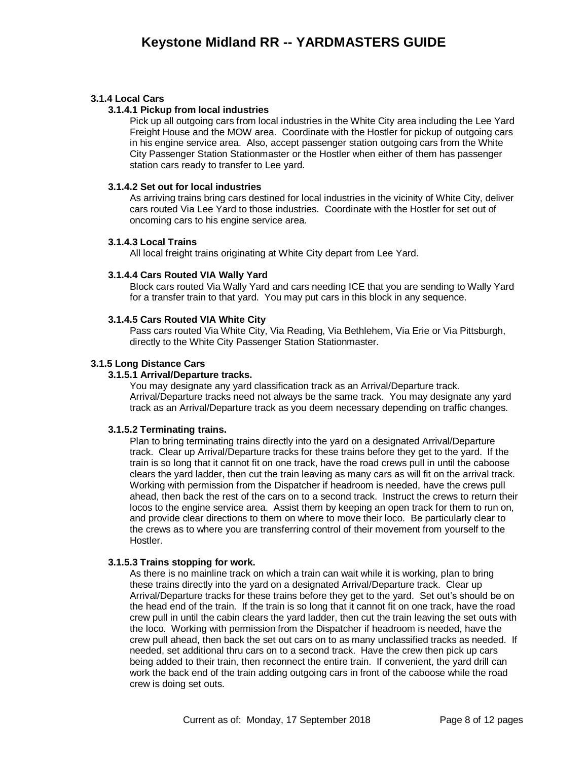### 3.1.4 Local Cars

#### 3.1.4.1 Pickup from local industries

Pick up all outgoing cars from local industries in the White City area including the Lee Yard Freight House and the MOW area. Coordinate with the Hostler for pickup of outgoing cars in his engine service area. Also, accept passenger station outgoing cars from the White City Passenger Station Stationmaster or the Hostler when either of them has passenger station cars ready to transfer to Lee yard.

#### 3.1.4.2 Set out for local industries

As arriving trains bring cars destined for local industries in the vicinity of White City, deliver cars routed Via Lee Yard to those industries. Coordinate with the Hostler for set out of oncoming cars to his engine service area.

#### 3.1.4.3 Local Trains

All local freight trains originating at White City depart from Lee Yard.

#### 3.1.4.4 Cars Routed VIA Wally Yard

Block cars routed Via Wally Yard and cars needing ICE that you are sending to Wally Yard for a transfer train to that yard. You may put cars in this block in any sequence.

#### 3.1.4.5 Cars Routed VIA White City

Pass cars routed Via White City, Via Reading, Via Bethlehem, Via Erie or Via Pittsburgh, directly to the White City Passenger Station Stationmaster.

### 3.1.5 Long Distance Cars

#### 3.1.5.1 Arrival/Departure tracks.

You may designate any yard classification track as an Arrival/Departure track. Arrival/Departure tracks need not always be the same track. You may designate any yard track as an Arrival/Departure track as you deem necessary depending on traffic changes.

#### 3.1.5.2 Terminating trains.

Plan to bring terminating trains directly into the yard on a designated Arrival/Departure track. Clear up Arrival/Departure tracks for these trains before they get to the yard. If the train is so long that it cannot fit on one track, have the road crews pull in until the caboose clears the yard ladder, then cut the train leaving as many cars as will fit on the arrival track. Working with permission from the Dispatcher if headroom is needed, have the crews pull ahead, then back the rest of the cars on to a second track. Instruct the crews to return their locos to the engine service area. Assist them by keeping an open track for them to run on, and provide clear directions to them on where to move their loco. Be particularly clear to the crews as to where you are transferring control of their movement from yourself to the Hostler.

#### 3.1.5.3 Trains stopping for work.

As there is no mainline track on which a train can wait while it is working, plan to bring these trains directly into the yard on a designated Arrival/Departure track. Clear up Arrival/Departure tracks for these trains before they get to the yard. Set out's should be on the head end of the train. If the train is so long that it cannot fit on one track, have the road crew pull in until the cabin clears the yard ladder, then cut the train leaving the set outs with the loco. Working with permission from the Dispatcher if headroom is needed, have the crew pull ahead, then back the set out cars on to as many unclassified tracks as needed. If needed, set additional thru cars on to a second track. Have the crew then pick up cars being added to their train, then reconnect the entire train. If convenient, the yard drill can work the back end of the train adding outgoing cars in front of the caboose while the road crew is doing set outs.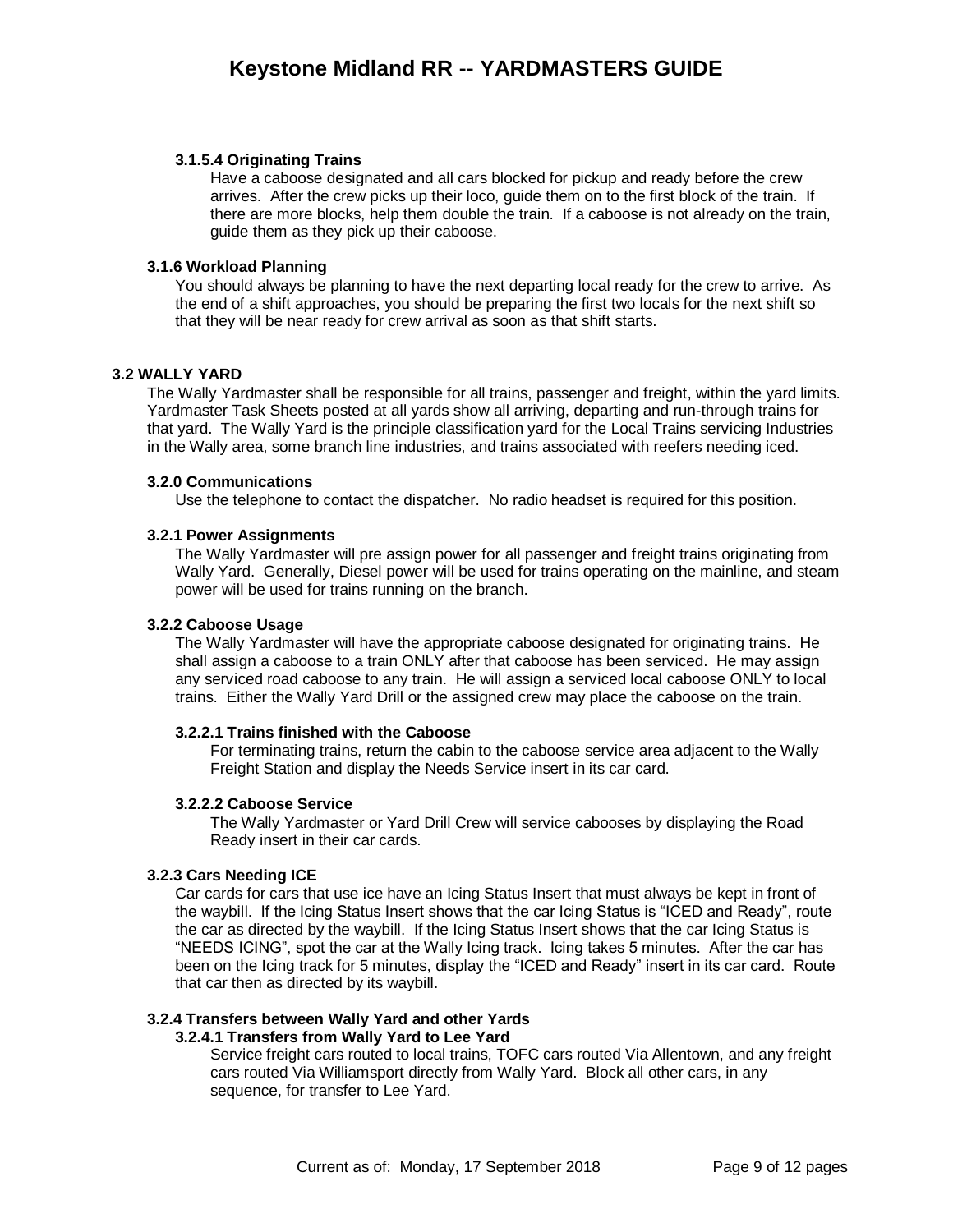#### 3.1.5.4 Originating Trains

Have a caboose designated and all cars blocked for pickup and ready before the crew arrives. After the crew picks up their loco, guide them on to the first block of the train. If there are more blocks, help them double the train. If a caboose is not already on the train, guide them as they pick up their caboose.

### 3.1.6 Workload Planning

You should always be planning to have the next departing local ready for the crew to arrive. As the end of a shift approaches, you should be preparing the first two locals for the next shift so that they will be near ready for crew arrival as soon as that shift starts.

## 3.2 WALLY YARD

The Wally Yardmaster shall be responsible for all trains, passenger and freight, within the yard limits. Yardmaster Task Sheets posted at all yards show all arriving, departing and run-through trains for that yard. The Wally Yard is the principle classification yard for the Local Trains servicing Industries in the Wally area, some branch line industries, and trains associated with reefers needing iced.

### 3.2.0 Communications

Use the telephone to contact the dispatcher. No radio headset is required for this position.

### 3.2.1 Power Assignments

The Wally Yardmaster will pre assign power for all passenger and freight trains originating from Wally Yard. Generally, Diesel power will be used for trains operating on the mainline, and steam power will be used for trains running on the branch.

### 3.2.2 Caboose Usage

The Wally Yardmaster will have the appropriate caboose designated for originating trains. He shall assign a caboose to a train ONLY after that caboose has been serviced. He may assign any serviced road caboose to any train. He will assign a serviced local caboose ONLY to local trains. Either the Wally Yard Drill or the assigned crew may place the caboose on the train.

#### 3.2.2.1 Trains finished with the Caboose

For terminating trains, return the cabin to the caboose service area adjacent to the Wally Freight Station and display the Needs Service insert in its car card.

#### 3.2.2.2 Caboose Service

The Wally Yardmaster or Yard Drill Crew will service cabooses by displaying the Road Ready insert in their car cards.

### 3.2.3 Cars Needing ICE

Car cards for cars that use ice have an Icing Status Insert that must always be kept in front of the waybill. If the Icing Status Insert shows that the car Icing Status is "ICED and Ready", route the car as directed by the waybill. If the Icing Status Insert shows that the car Icing Status is "NEEDS ICING", spot the car at the Wally Icing track. Icing takes 5 minutes. After the car has been on the Icing track for 5 minutes, display the "ICED and Ready" insert in its car card. Route that car then as directed by its waybill.

### 3.2.4 Transfers between Wally Yard and other Yards

#### 3.2.4.1 Transfers from Wally Yard to Lee Yard

Service freight cars routed to local trains, TOFC cars routed Via Allentown, and any freight cars routed Via Williamsport directly from Wally Yard. Block all other cars, in any sequence, for transfer to Lee Yard.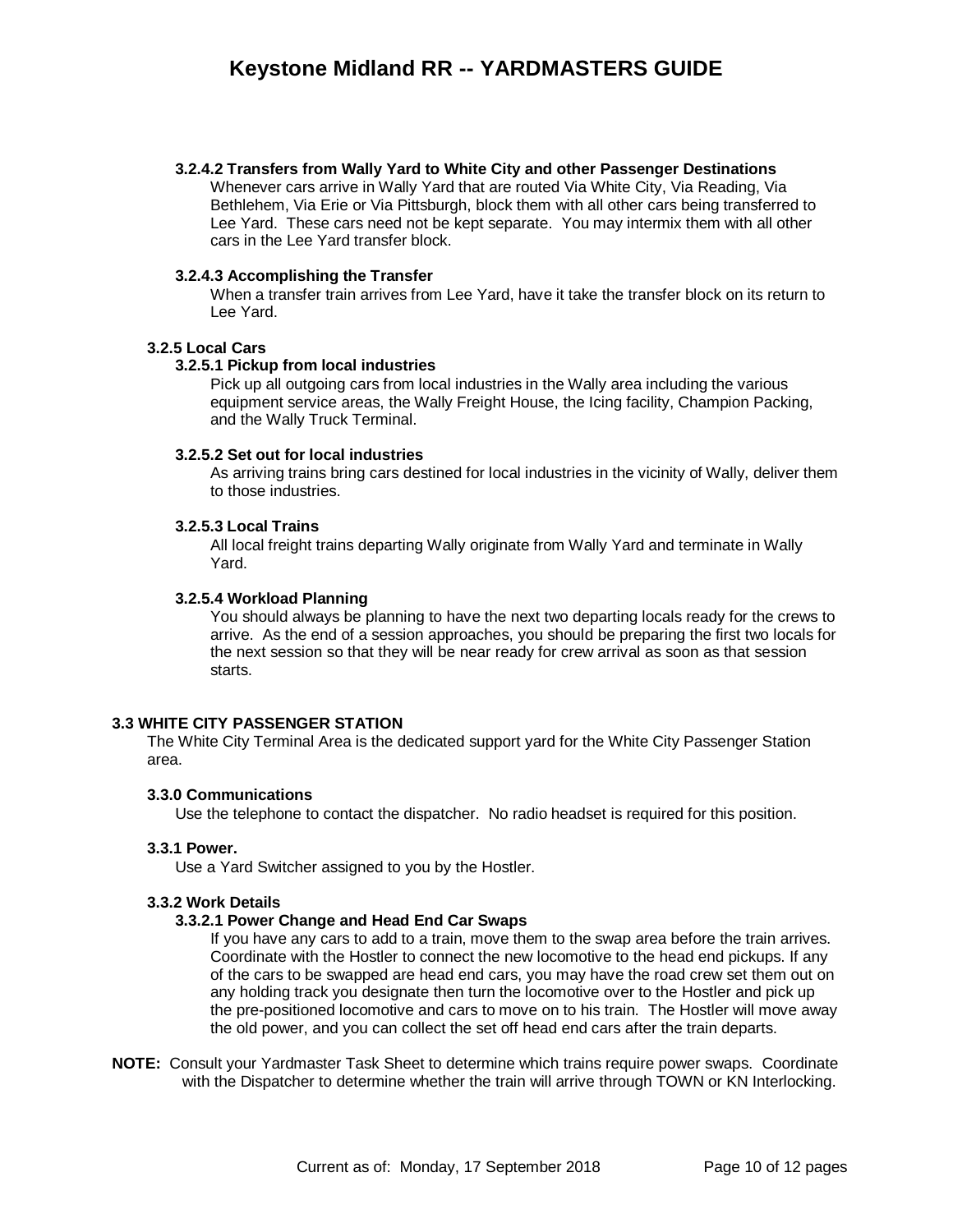#### 3.2.4.2 Transfers from Wally Yard to White City and other Passenger Destinations

Whenever cars arrive in Wally Yard that are routed Via White City, Via Reading, Via Bethlehem, Via Erie or Via Pittsburgh, block them with all other cars being transferred to Lee Yard. These cars need not be kept separate. You may intermix them with all other cars in the Lee Yard transfer block.

#### 3.2.4.3 Accomplishing the Transfer

When a transfer train arrives from Lee Yard, have it take the transfer block on its return to Lee Yard.

### 3.2.5 Local Cars

#### 3.2.5.1 Pickup from local industries

Pick up all outgoing cars from local industries in the Wally area including the various equipment service areas, the Wally Freight House, the Icing facility, Champion Packing, and the Wally Truck Terminal.

#### 3.2.5.2 Set out for local industries

As arriving trains bring cars destined for local industries in the vicinity of Wally, deliver them to those industries.

#### 3.2.5.3 Local Trains

All local freight trains departing Wally originate from Wally Yard and terminate in Wally Yard.

#### 3.2.5.4 Workload Planning

You should always be planning to have the next two departing locals ready for the crews to arrive. As the end of a session approaches, you should be preparing the first two locals for the next session so that they will be near ready for crew arrival as soon as that session starts.

## 3.3 WHITE CITY PASSENGER STATION

The White City Terminal Area is the dedicated support yard for the White City Passenger Station area.

### 3.3.0 Communications

Use the telephone to contact the dispatcher. No radio headset is required for this position.

### 3.3.1 Power.

Use a Yard Switcher assigned to you by the Hostler.

### 3.3.2 Work Details

#### 3.3.2.1 Power Change and Head End Car Swaps

If you have any cars to add to a train, move them to the swap area before the train arrives. Coordinate with the Hostler to connect the new locomotive to the head end pickups. If any of the cars to be swapped are head end cars, you may have the road crew set them out on any holding track you designate then turn the locomotive over to the Hostler and pick up the pre-positioned locomotive and cars to move on to his train. The Hostler will move away the old power, and you can collect the set off head end cars after the train departs.

**NOTE:** Consult your Yardmaster Task Sheet to determine which trains require power swaps. Coordinate with the Dispatcher to determine whether the train will arrive through TOWN or KN Interlocking.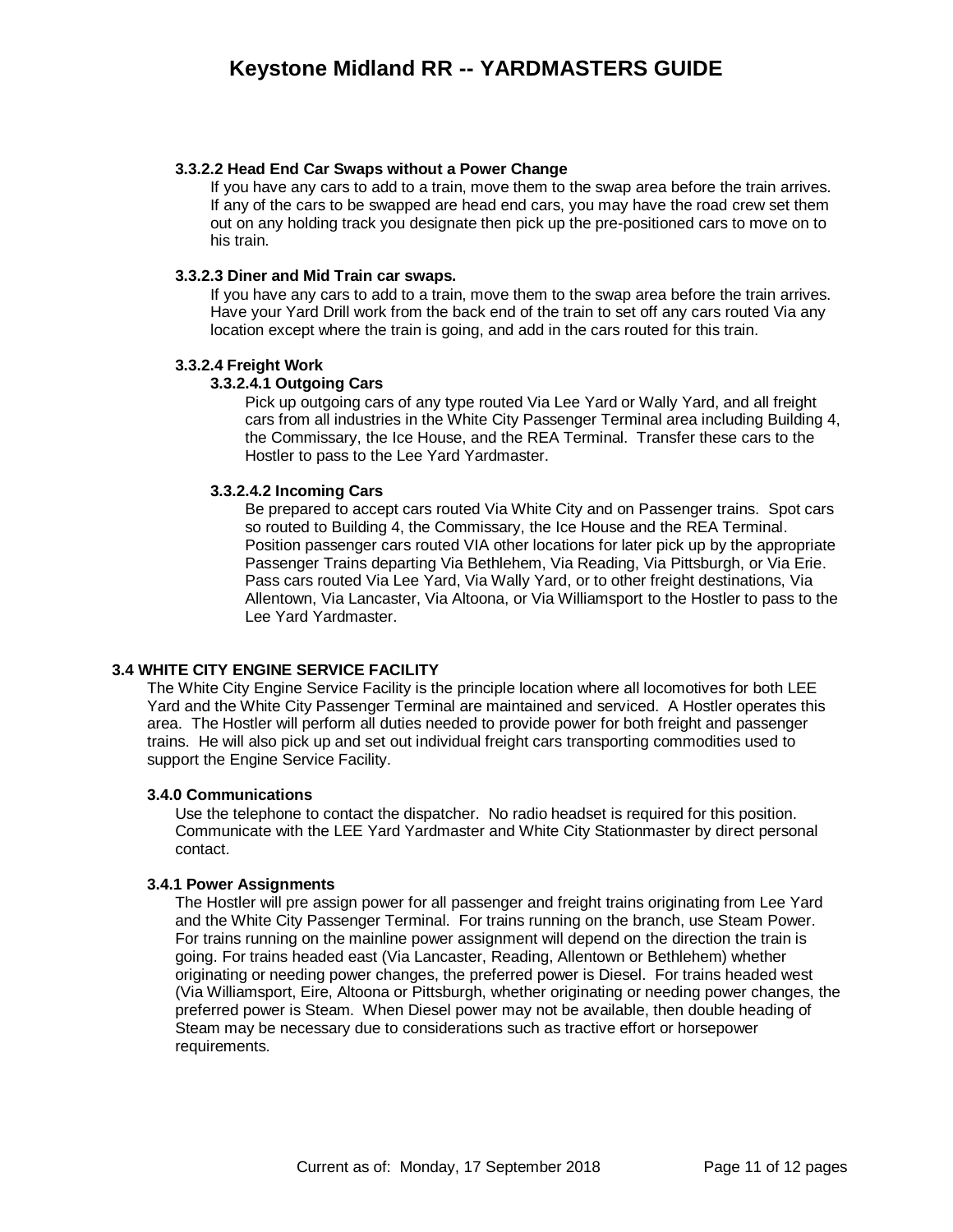#### 3.3.2.2 Head End Car Swaps without a Power Change

If you have any cars to add to a train, move them to the swap area before the train arrives. If any of the cars to be swapped are head end cars, you may have the road crew set them out on any holding track you designate then pick up the pre-positioned cars to move on to his train.

#### 3.3.2.3 Diner and Mid Train car swaps.

If you have any cars to add to a train, move them to the swap area before the train arrives. Have your Yard Drill work from the back end of the train to set off any cars routed Via any location except where the train is going, and add in the cars routed for this train.

#### 3.3.2.4 Freight Work

##### 3.3.2.4.1 Outgoing Cars

Pick up outgoing cars of any type routed Via Lee Yard or Wally Yard, and all freight cars from all industries in the White City Passenger Terminal area including Building 4, the Commissary, the Ice House, and the REA Terminal. Transfer these cars to the Hostler to pass to the Lee Yard Yardmaster.

##### 3.3.2.4.2 Incoming Cars

Be prepared to accept cars routed Via White City and on Passenger trains. Spot cars so routed to Building 4, the Commissary, the Ice House and the REA Terminal. Position passenger cars routed VIA other locations for later pick up by the appropriate Passenger Trains departing Via Bethlehem, Via Reading, Via Pittsburgh, or Via Erie. Pass cars routed Via Lee Yard, Via Wally Yard, or to other freight destinations, Via Allentown, Via Lancaster, Via Altoona, or Via Williamsport to the Hostler to pass to the Lee Yard Yardmaster.

## 3.4 WHITE CITY ENGINE SERVICE FACILITY

The White City Engine Service Facility is the principle location where all locomotives for both LEE Yard and the White City Passenger Terminal are maintained and serviced. A Hostler operates this area. The Hostler will perform all duties needed to provide power for both freight and passenger trains. He will also pick up and set out individual freight cars transporting commodities used to support the Engine Service Facility.

### 3.4.0 Communications

Use the telephone to contact the dispatcher. No radio headset is required for this position. Communicate with the LEE Yard Yardmaster and White City Stationmaster by direct personal contact.

### 3.4.1 Power Assignments

The Hostler will pre assign power for all passenger and freight trains originating from Lee Yard and the White City Passenger Terminal. For trains running on the branch, use Steam Power. For trains running on the mainline power assignment will depend on the direction the train is going. For trains headed east (Via Lancaster, Reading, Allentown or Bethlehem) whether originating or needing power changes, the preferred power is Diesel. For trains headed west (Via Williamsport, Eire, Altoona or Pittsburgh, whether originating or needing power changes, the preferred power is Steam. When Diesel power may not be available, then double heading of Steam may be necessary due to considerations such as tractive effort or horsepower requirements.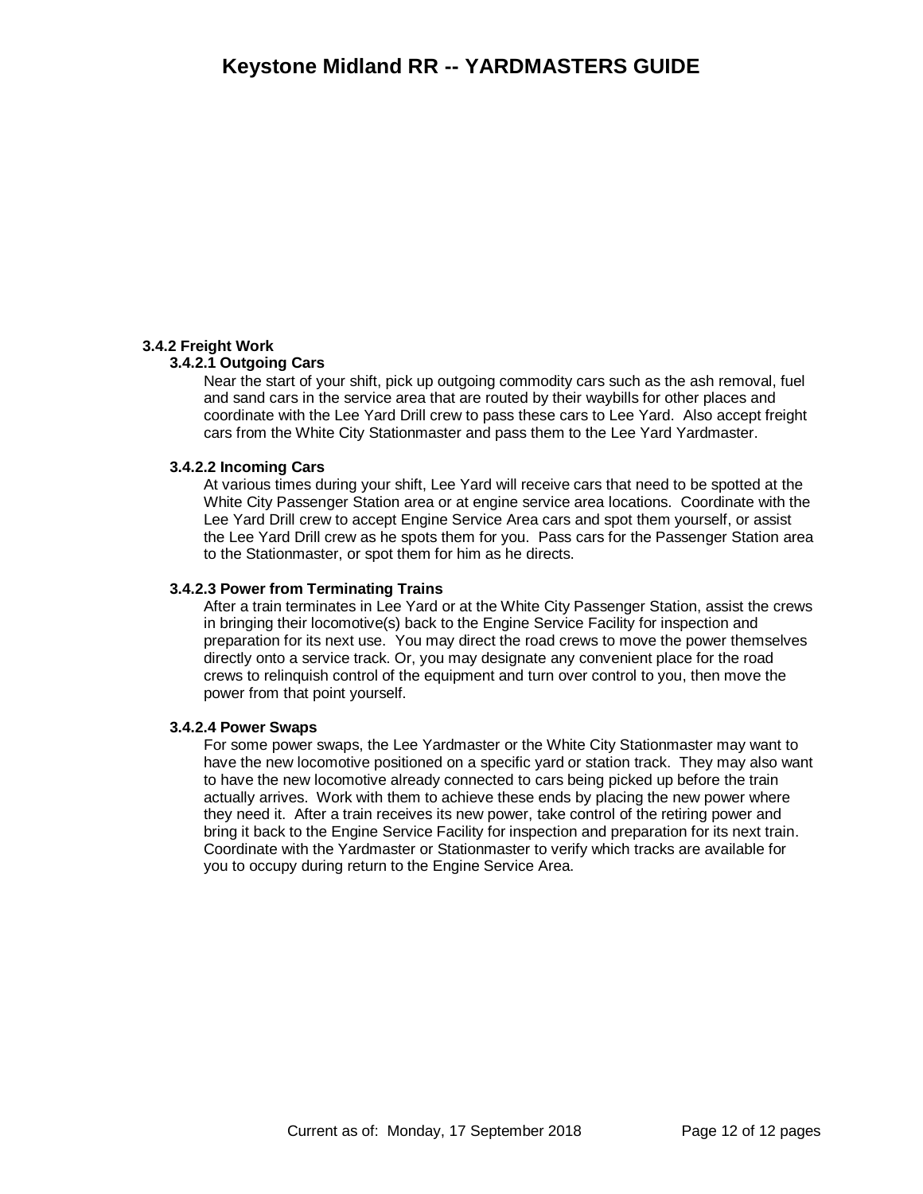### 3.4.2 Freight Work

#### 3.4.2.1 Outgoing Cars

Near the start of your shift, pick up outgoing commodity cars such as the ash removal, fuel and sand cars in the service area that are routed by their waybills for other places and coordinate with the Lee Yard Drill crew to pass these cars to Lee Yard. Also accept freight cars from the White City Stationmaster and pass them to the Lee Yard Yardmaster.

#### 3.4.2.2 Incoming Cars

At various times during your shift, Lee Yard will receive cars that need to be spotted at the White City Passenger Station area or at engine service area locations. Coordinate with the Lee Yard Drill crew to accept Engine Service Area cars and spot them yourself, or assist the Lee Yard Drill crew as he spots them for you. Pass cars for the Passenger Station area to the Stationmaster, or spot them for him as he directs.

#### 3.4.2.3 Power from Terminating Trains

After a train terminates in Lee Yard or at the White City Passenger Station, assist the crews in bringing their locomotive(s) back to the Engine Service Facility for inspection and preparation for its next use. You may direct the road crews to move the power themselves directly onto a service track. Or, you may designate any convenient place for the road crews to relinquish control of the equipment and turn over control to you, then move the power from that point yourself.

#### 3.4.2.4 Power Swaps

For some power swaps, the Lee Yardmaster or the White City Stationmaster may want to have the new locomotive positioned on a specific yard or station track. They may also want to have the new locomotive already connected to cars being picked up before the train actually arrives. Work with them to achieve these ends by placing the new power where they need it. After a train receives its new power, take control of the retiring power and bring it back to the Engine Service Facility for inspection and preparation for its next train. Coordinate with the Yardmaster or Stationmaster to verify which tracks are available for you to occupy during return to the Engine Service Area.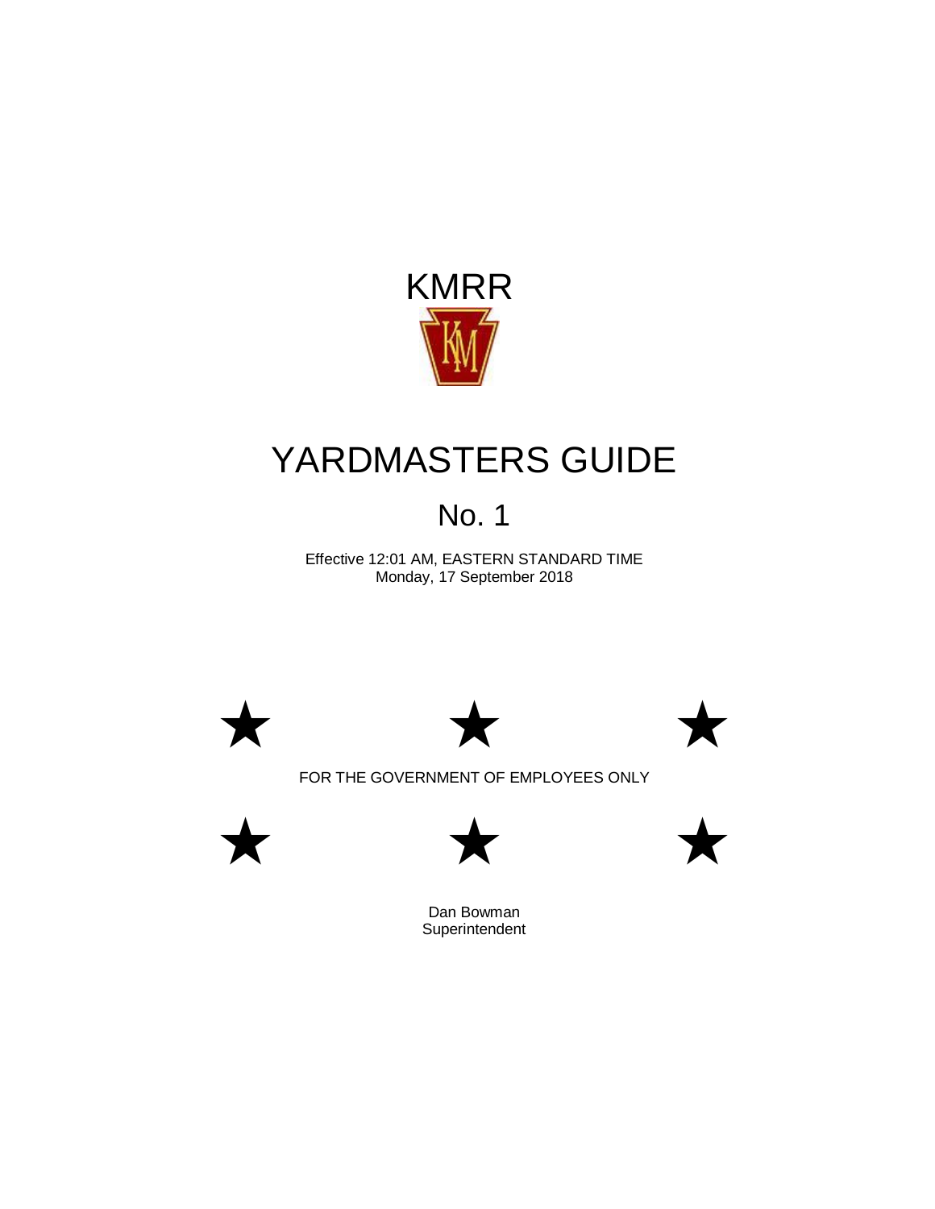KMRR

# YARDMASTERS GUIDE

## No. 1

Effective 12:01 AM, EASTERN STANDARD TIME
Monday, 17 September 2018

★ ★ ★

FOR THE GOVERNMENT OF EMPLOYEES ONLY

★ ★ ★

Dan Bowman
Superintendent